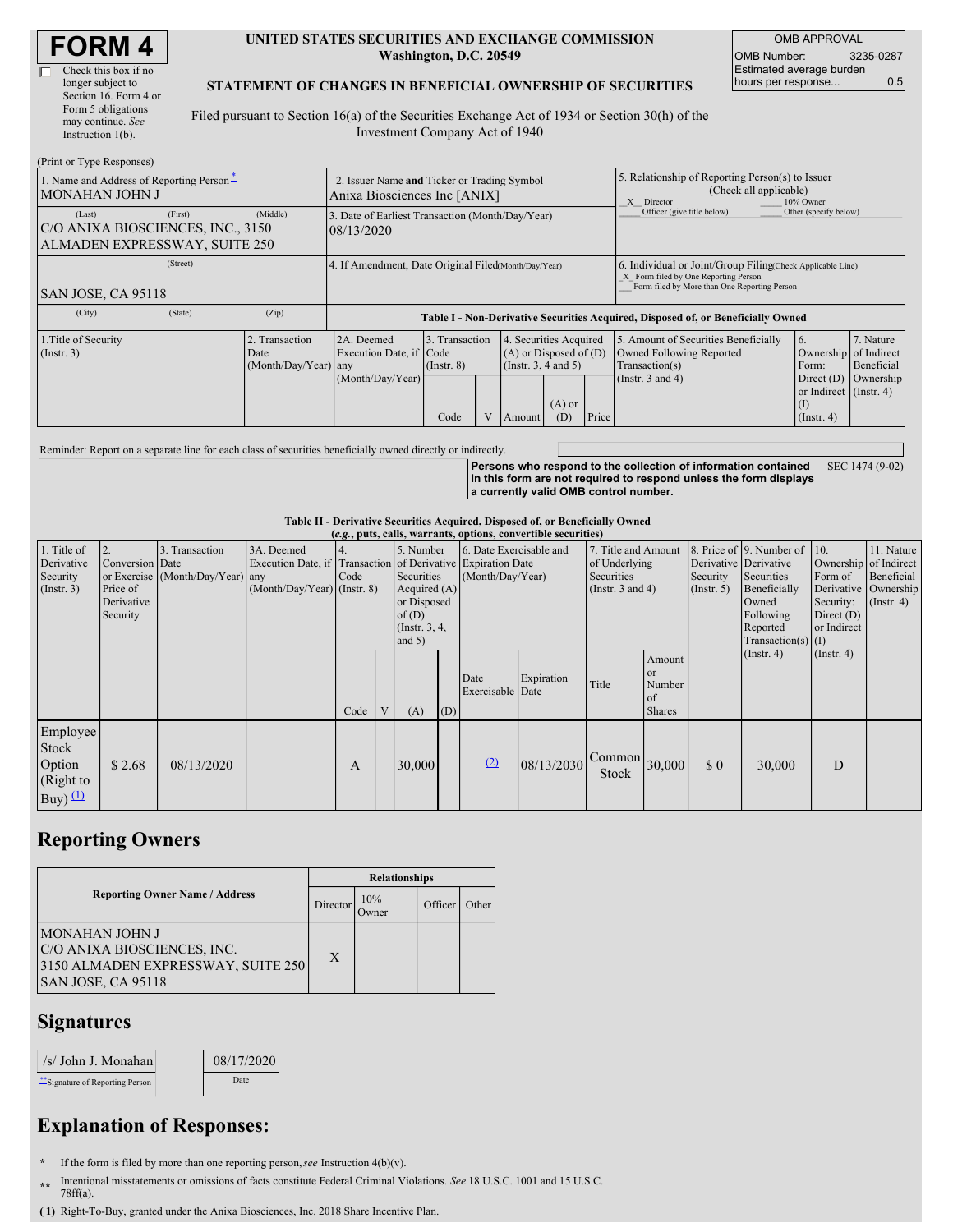# FORM 4

☐ Check this box if no longer subject to Section 16. Form 4 or Form 5 obligations may continue. *See* Instruction 1(b).

**UNITED STATES SECURITIES AND EXCHANGE COMMISSION**
**Washington, D.C. 20549**

**STATEMENT OF CHANGES IN BENEFICIAL OWNERSHIP OF SECURITIES**

Filed pursuant to Section 16(a) of the Securities Exchange Act of 1934 or Section 30(h) of the Investment Company Act of 1940

| OMB APPROVAL | |
|---|---|
| OMB Number: | 3235-0287 |
| Estimated average burden hours per response... | 0.5 |

(Print or Type Responses)

| | | |
|---|---|---|
| 1. Name and Address of Reporting Person* MONAHAN JOHN J | 2. Issuer Name **and** Ticker or Trading Symbol Anixa Biosciences Inc [ANIX] | 5. Relationship of Reporting Person(s) to Issuer (Check all applicable) _X_ Director ___ 10% Owner ___ Officer (give title below) ___ Other (specify below) |
| (Last) (First) (Middle) C/O ANIXA BIOSCIENCES, INC., 3150 ALMADEN EXPRESSWAY, SUITE 250 | 3. Date of Earliest Transaction (Month/Day/Year) 08/13/2020 | |
| (Street) SAN JOSE, CA 95118 | 4. If Amendment, Date Original Filed(Month/Day/Year) | 6. Individual or Joint/Group Filing(Check Applicable Line) _X_ Form filed by One Reporting Person ___ Form filed by More than One Reporting Person |
| (City) (State) (Zip) | | |

**Table I - Non-Derivative Securities Acquired, Disposed of, or Beneficially Owned**

| 1.Title of Security (Instr. 3) | 2. Transaction Date (Month/Day/Year) | 2A. Deemed Execution Date, if any (Month/Day/Year) | 3. Transaction Code (Instr. 8) | | 4. Securities Acquired (A) or Disposed of (D) (Instr. 3, 4 and 5) | | | 5. Amount of Securities Beneficially Owned Following Reported Transaction(s) (Instr. 3 and 4) | 6. Ownership Form: Direct (D) or Indirect (I) (Instr. 4) | 7. Nature of Indirect Beneficial Ownership (Instr. 4) |
|---|---|---|---|---|---|---|---|---|---|---|
| | | | Code | V | Amount | (A) or (D) | Price | | | |

Reminder: Report on a separate line for each class of securities beneficially owned directly or indirectly.

**Persons who respond to the collection of information contained in this form are not required to respond unless the form displays a currently valid OMB control number.** SEC 1474 (9-02)

**Table II - Derivative Securities Acquired, Disposed of, or Beneficially Owned**
**(*e.g.*, puts, calls, warrants, options, convertible securities)**

| 1. Title of Derivative Security (Instr. 3) | 2. Conversion or Exercise Price of Derivative Security | 3. Transaction Date (Month/Day/Year) | 3A. Deemed Execution Date, if any (Month/Day/Year) | 4. Transaction Code (Instr. 8) | | 5. Number of Derivative Securities Acquired (A) or Disposed of (D) (Instr. 3, 4, and 5) | | 6. Date Exercisable and Expiration Date (Month/Day/Year) | | 7. Title and Amount of Underlying Securities (Instr. 3 and 4) | | 8. Price of Derivative Security (Instr. 5) | 9. Number of Derivative Securities Beneficially Owned Following Reported Transaction(s) (Instr. 4) | 10. Ownership Form of Derivative Security: Direct (D) or Indirect (I) (Instr. 4) | 11. Nature of Indirect Beneficial Ownership (Instr. 4) |
|---|---|---|---|---|---|---|---|---|---|---|---|---|---|---|---|
| | | | | Code | V | (A) | (D) | Date Exercisable | Expiration Date | Title | Amount or Number of Shares | | | | |
| Employee Stock Option (Right to Buy) (1) | $ 2.68 | 08/13/2020 | | A | | 30,000 | | (2) | 08/13/2030 | Common Stock | 30,000 | $ 0 | 30,000 | D | |

## Reporting Owners

| Reporting Owner Name / Address | Relationships | | | |
|---|---|---|---|---|
| | Director | 10% Owner | Officer | Other |
| MONAHAN JOHN J C/O ANIXA BIOSCIENCES, INC. 3150 ALMADEN EXPRESSWAY, SUITE 250 SAN JOSE, CA 95118 | X | | | |

## Signatures

| /s/ John J. Monahan | 08/17/2020 |
|---|---|
| **Signature of Reporting Person | Date |

## Explanation of Responses:

\* If the form is filed by more than one reporting person, *see* Instruction 4(b)(v).

\*\* Intentional misstatements or omissions of facts constitute Federal Criminal Violations. *See* 18 U.S.C. 1001 and 15 U.S.C. 78ff(a).

**( 1)** Right-To-Buy, granted under the Anixa Biosciences, Inc. 2018 Share Incentive Plan.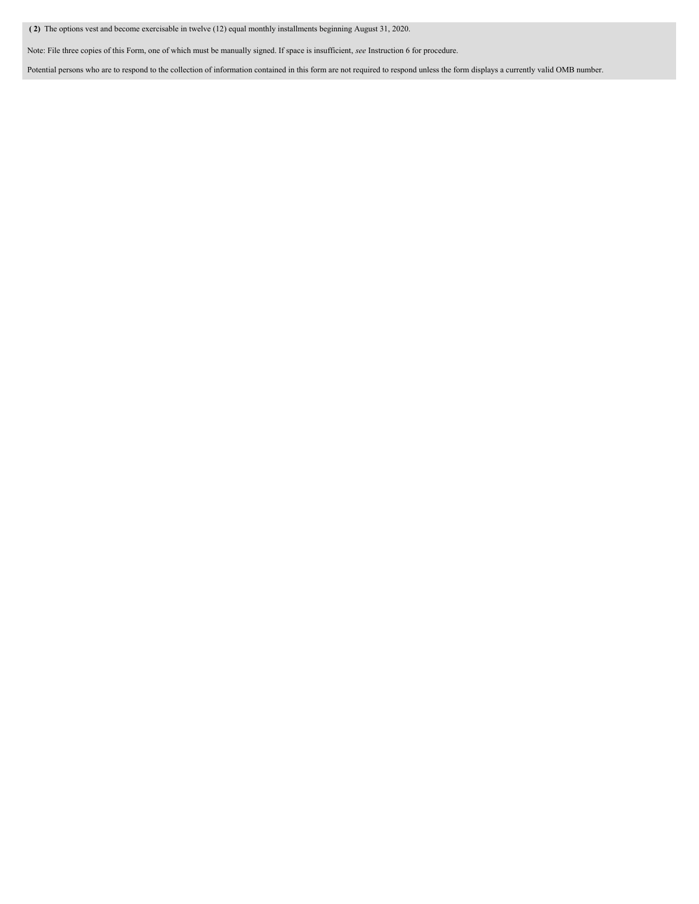**( 2)** The options vest and become exercisable in twelve (12) equal monthly installments beginning August 31, 2020.

Note: File three copies of this Form, one of which must be manually signed. If space is insufficient, *see* Instruction 6 for procedure.

Potential persons who are to respond to the collection of information contained in this form are not required to respond unless the form displays a currently valid OMB number.